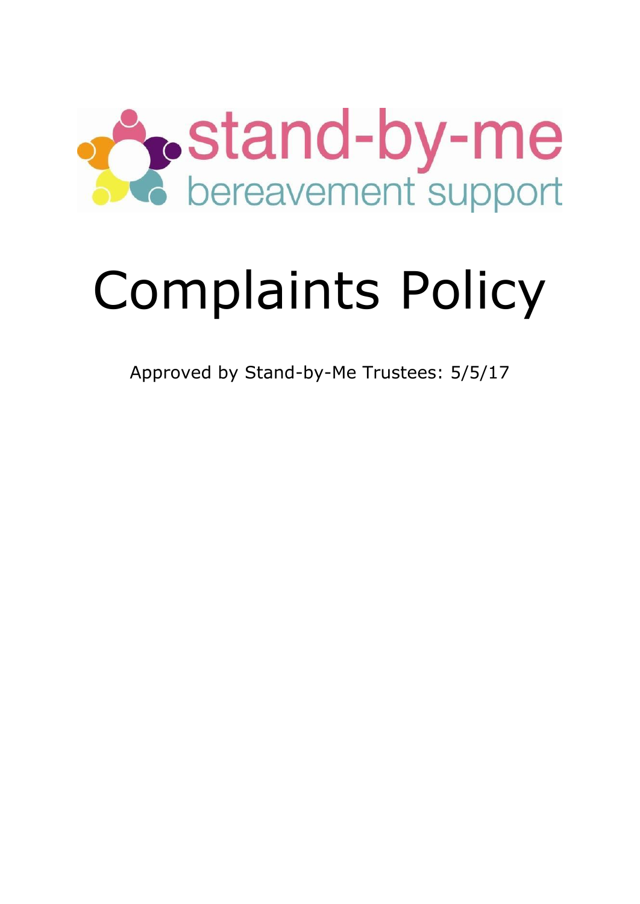stand-by-me

bereavement support

# Complaints Policy

Approved by Stand-by-Me Trustees: 5/5/17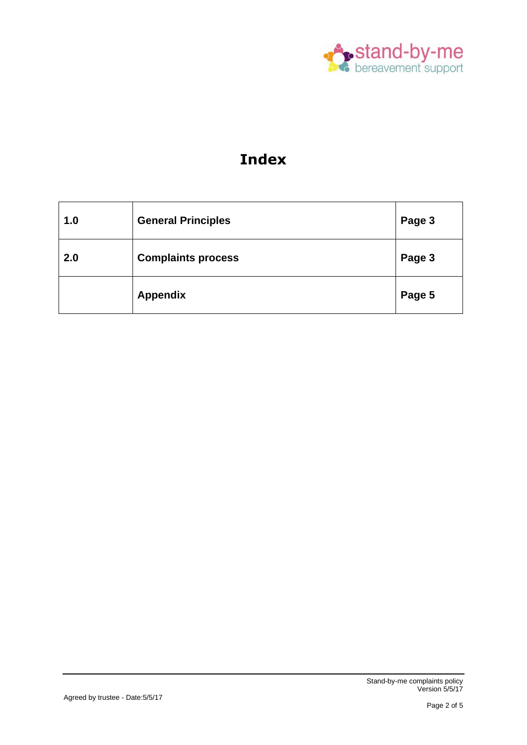# Index

| 1.0 | General Principles | Page 3 |
| --- | --- | --- |
| 2.0 | Complaints process | Page 3 |
| | Appendix | Page 5 |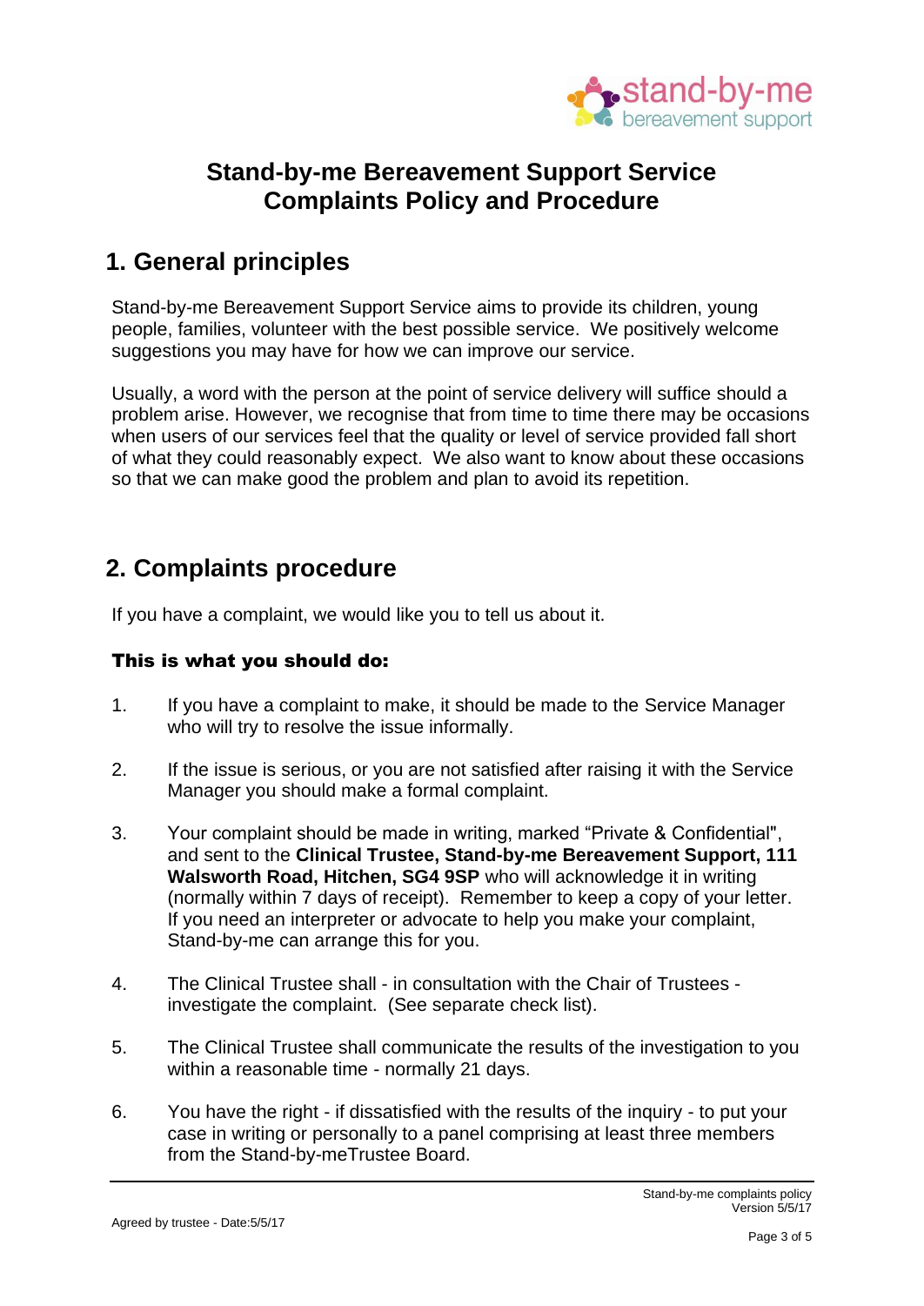# Stand-by-me Bereavement Support Service
# Complaints Policy and Procedure

## 1. General principles

Stand-by-me Bereavement Support Service aims to provide its children, young people, families, volunteer with the best possible service. We positively welcome suggestions you may have for how we can improve our service.

Usually, a word with the person at the point of service delivery will suffice should a problem arise. However, we recognise that from time to time there may be occasions when users of our services feel that the quality or level of service provided fall short of what they could reasonably expect. We also want to know about these occasions so that we can make good the problem and plan to avoid its repetition.

## 2. Complaints procedure

If you have a complaint, we would like you to tell us about it.

### This is what you should do:

1. If you have a complaint to make, it should be made to the Service Manager who will try to resolve the issue informally.

2. If the issue is serious, or you are not satisfied after raising it with the Service Manager you should make a formal complaint.

3. Your complaint should be made in writing, marked "Private & Confidential", and sent to the **Clinical Trustee, Stand-by-me Bereavement Support, 111 Walsworth Road, Hitchen, SG4 9SP** who will acknowledge it in writing (normally within 7 days of receipt). Remember to keep a copy of your letter. If you need an interpreter or advocate to help you make your complaint, Stand-by-me can arrange this for you.

4. The Clinical Trustee shall - in consultation with the Chair of Trustees - investigate the complaint. (See separate check list).

5. The Clinical Trustee shall communicate the results of the investigation to you within a reasonable time - normally 21 days.

6. You have the right - if dissatisfied with the results of the inquiry - to put your case in writing or personally to a panel comprising at least three members from the Stand-by-meTrustee Board.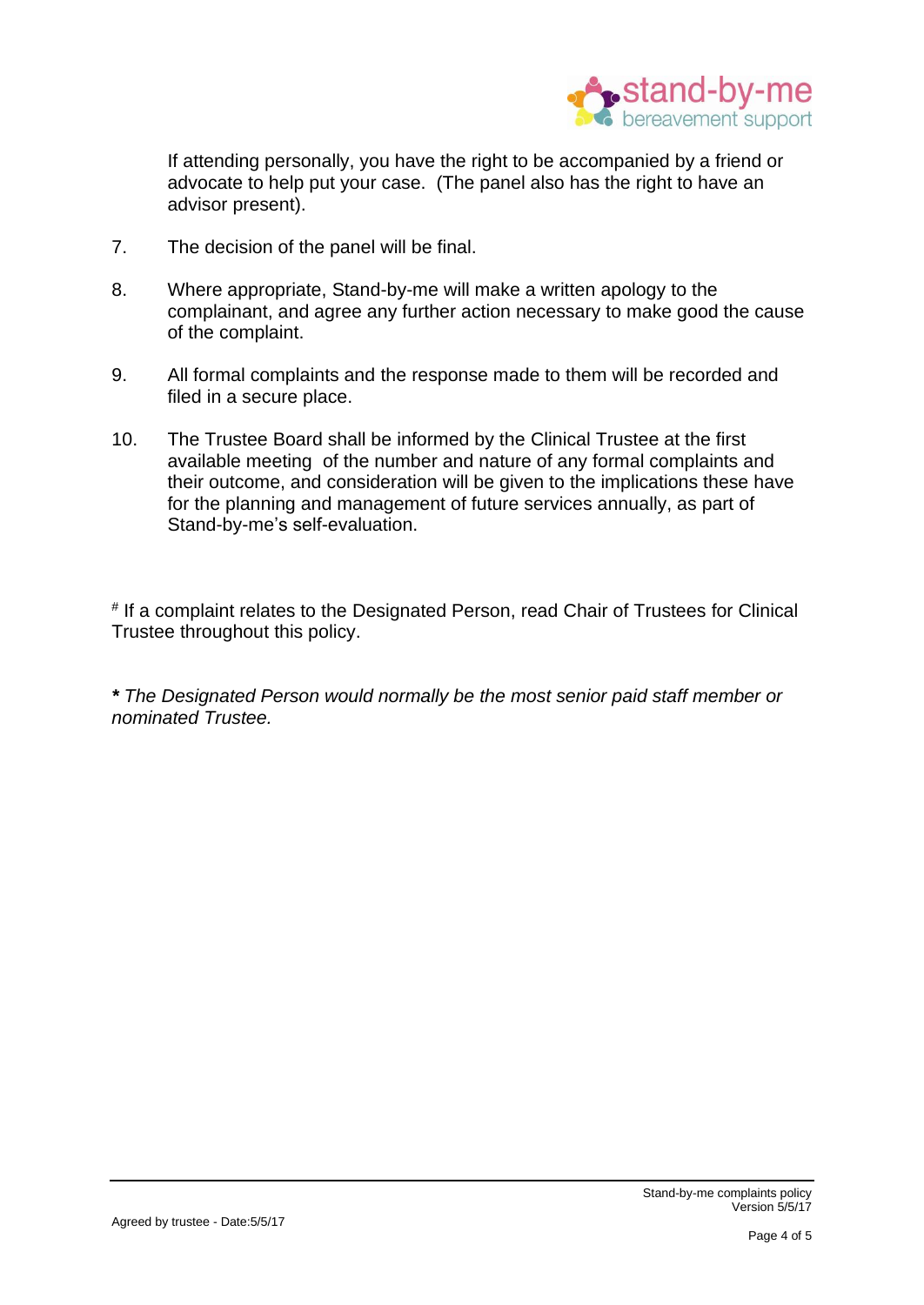If attending personally, you have the right to be accompanied by a friend or advocate to help put your case. (The panel also has the right to have an advisor present).

7. The decision of the panel will be final.

8. Where appropriate, Stand-by-me will make a written apology to the complainant, and agree any further action necessary to make good the cause of the complaint.

9. All formal complaints and the response made to them will be recorded and filed in a secure place.

10. The Trustee Board shall be informed by the Clinical Trustee at the first available meeting of the number and nature of any formal complaints and their outcome, and consideration will be given to the implications these have for the planning and management of future services annually, as part of Stand-by-me's self-evaluation.

[#] If a complaint relates to the Designated Person, read Chair of Trustees for Clinical Trustee throughout this policy.

***** *The Designated Person would normally be the most senior paid staff member or nominated Trustee.*

Agreed by trustee - Date:5/5/17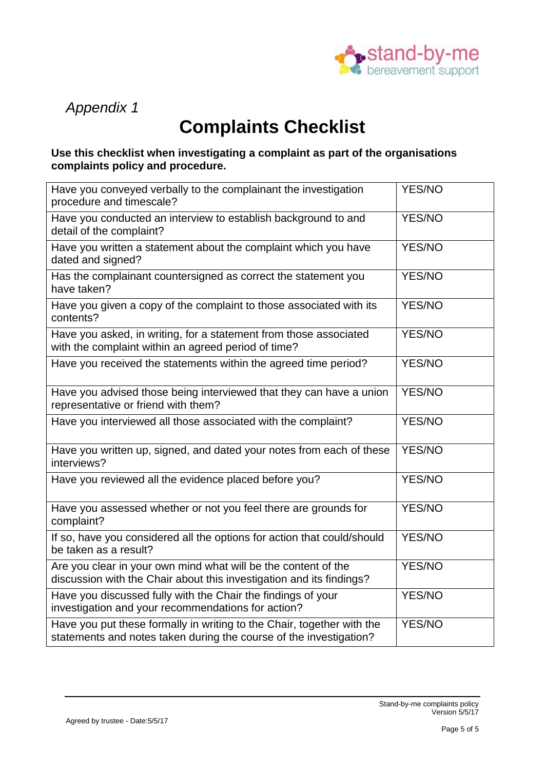*Appendix 1*

# Complaints Checklist

**Use this checklist when investigating a complaint as part of the organisations complaints policy and procedure.**

| | |
|---|---|
| Have you conveyed verbally to the complainant the investigation procedure and timescale? | YES/NO |
| Have you conducted an interview to establish background to and detail of the complaint? | YES/NO |
| Have you written a statement about the complaint which you have dated and signed? | YES/NO |
| Has the complainant countersigned as correct the statement you have taken? | YES/NO |
| Have you given a copy of the complaint to those associated with its contents? | YES/NO |
| Have you asked, in writing, for a statement from those associated with the complaint within an agreed period of time? | YES/NO |
| Have you received the statements within the agreed time period? | YES/NO |
| Have you advised those being interviewed that they can have a union representative or friend with them? | YES/NO |
| Have you interviewed all those associated with the complaint? | YES/NO |
| Have you written up, signed, and dated your notes from each of these interviews? | YES/NO |
| Have you reviewed all the evidence placed before you? | YES/NO |
| Have you assessed whether or not you feel there are grounds for complaint? | YES/NO |
| If so, have you considered all the options for action that could/should be taken as a result? | YES/NO |
| Are you clear in your own mind what will be the content of the discussion with the Chair about this investigation and its findings? | YES/NO |
| Have you discussed fully with the Chair the findings of your investigation and your recommendations for action? | YES/NO |
| Have you put these formally in writing to the Chair, together with the statements and notes taken during the course of the investigation? | YES/NO |